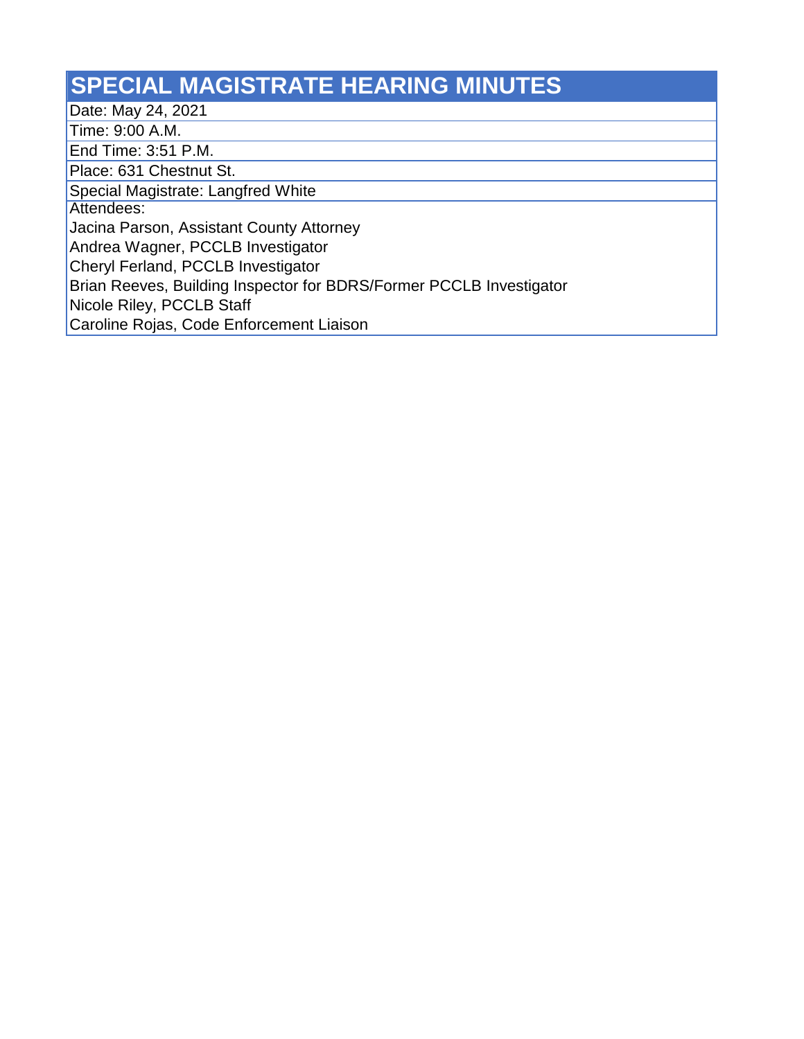# SPECIAL MAGISTRATE HEARING MINUTES

Date: May 24, 2021

Time: 9:00 A.M.

End Time: 3:51 P.M.

Place: 631 Chestnut St.

Special Magistrate: Langfred White

Attendees:

Jacina Parson, Assistant County Attorney

Andrea Wagner, PCCLB Investigator

Cheryl Ferland, PCCLB Investigator

Brian Reeves, Building Inspector for BDRS/Former PCCLB Investigator

Nicole Riley, PCCLB Staff

Caroline Rojas, Code Enforcement Liaison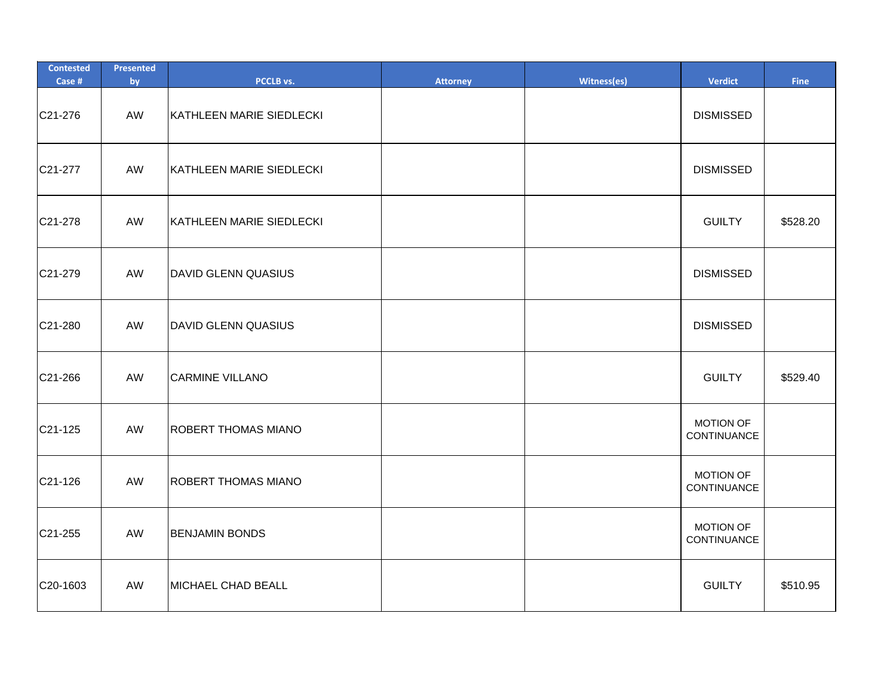| Contested Case # | Presented by | PCCLB vs. | Attorney | Witness(es) | Verdict | Fine |
|---|---|---|---|---|---|---|
| C21-276 | AW | KATHLEEN MARIE SIEDLECKI | | | DISMISSED | |
| C21-277 | AW | KATHLEEN MARIE SIEDLECKI | | | DISMISSED | |
| C21-278 | AW | KATHLEEN MARIE SIEDLECKI | | | GUILTY | $528.20 |
| C21-279 | AW | DAVID GLENN QUASIUS | | | DISMISSED | |
| C21-280 | AW | DAVID GLENN QUASIUS | | | DISMISSED | |
| C21-266 | AW | CARMINE VILLANO | | | GUILTY | $529.40 |
| C21-125 | AW | ROBERT THOMAS MIANO | | | MOTION OF CONTINUANCE | |
| C21-126 | AW | ROBERT THOMAS MIANO | | | MOTION OF CONTINUANCE | |
| C21-255 | AW | BENJAMIN BONDS | | | MOTION OF CONTINUANCE | |
| C20-1603 | AW | MICHAEL CHAD BEALL | | | GUILTY | $510.95 |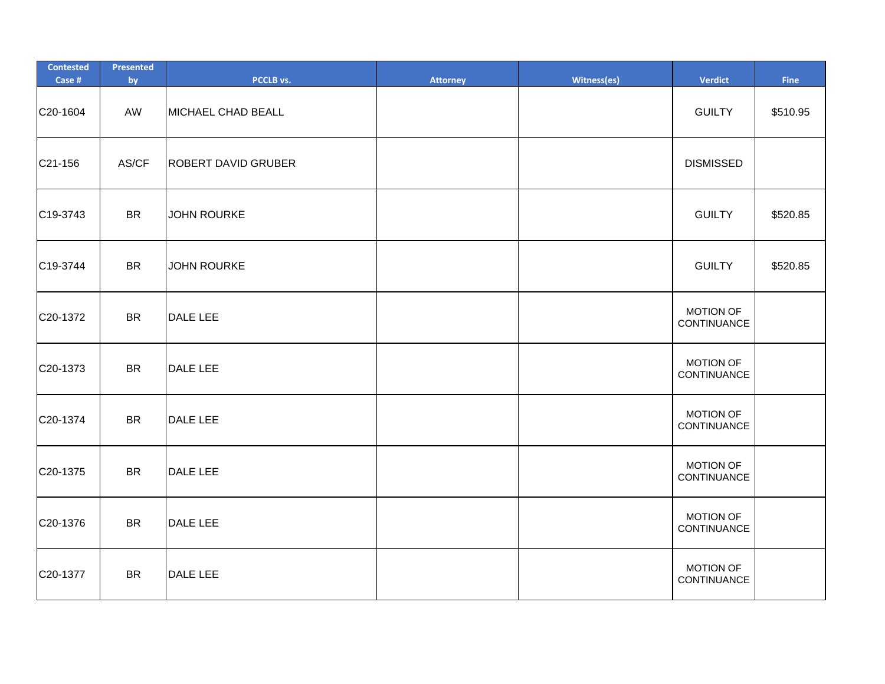| Contested Case # | Presented by | PCCLB vs. | Attorney | Witness(es) | Verdict | Fine |
|---|---|---|---|---|---|---|
| C20-1604 | AW | MICHAEL CHAD BEALL | | | GUILTY | $510.95 |
| C21-156 | AS/CF | ROBERT DAVID GRUBER | | | DISMISSED | |
| C19-3743 | BR | JOHN ROURKE | | | GUILTY | $520.85 |
| C19-3744 | BR | JOHN ROURKE | | | GUILTY | $520.85 |
| C20-1372 | BR | DALE LEE | | | MOTION OF CONTINUANCE | |
| C20-1373 | BR | DALE LEE | | | MOTION OF CONTINUANCE | |
| C20-1374 | BR | DALE LEE | | | MOTION OF CONTINUANCE | |
| C20-1375 | BR | DALE LEE | | | MOTION OF CONTINUANCE | |
| C20-1376 | BR | DALE LEE | | | MOTION OF CONTINUANCE | |
| C20-1377 | BR | DALE LEE | | | MOTION OF CONTINUANCE | |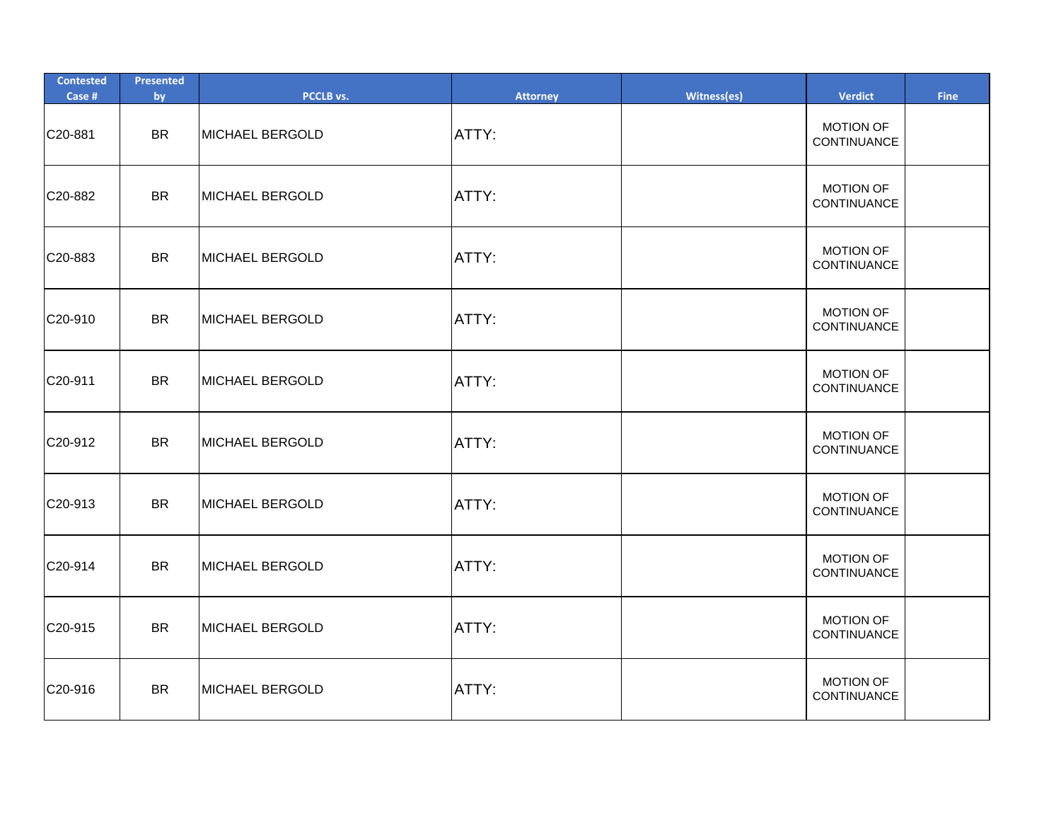| Contested Case # | Presented by | PCCLB vs. | Attorney | Witness(es) | Verdict | Fine |
|---|---|---|---|---|---|---|
| C20-881 | BR | MICHAEL BERGOLD | ATTY: | | MOTION OF CONTINUANCE | |
| C20-882 | BR | MICHAEL BERGOLD | ATTY: | | MOTION OF CONTINUANCE | |
| C20-883 | BR | MICHAEL BERGOLD | ATTY: | | MOTION OF CONTINUANCE | |
| C20-910 | BR | MICHAEL BERGOLD | ATTY: | | MOTION OF CONTINUANCE | |
| C20-911 | BR | MICHAEL BERGOLD | ATTY: | | MOTION OF CONTINUANCE | |
| C20-912 | BR | MICHAEL BERGOLD | ATTY: | | MOTION OF CONTINUANCE | |
| C20-913 | BR | MICHAEL BERGOLD | ATTY: | | MOTION OF CONTINUANCE | |
| C20-914 | BR | MICHAEL BERGOLD | ATTY: | | MOTION OF CONTINUANCE | |
| C20-915 | BR | MICHAEL BERGOLD | ATTY: | | MOTION OF CONTINUANCE | |
| C20-916 | BR | MICHAEL BERGOLD | ATTY: | | MOTION OF CONTINUANCE | |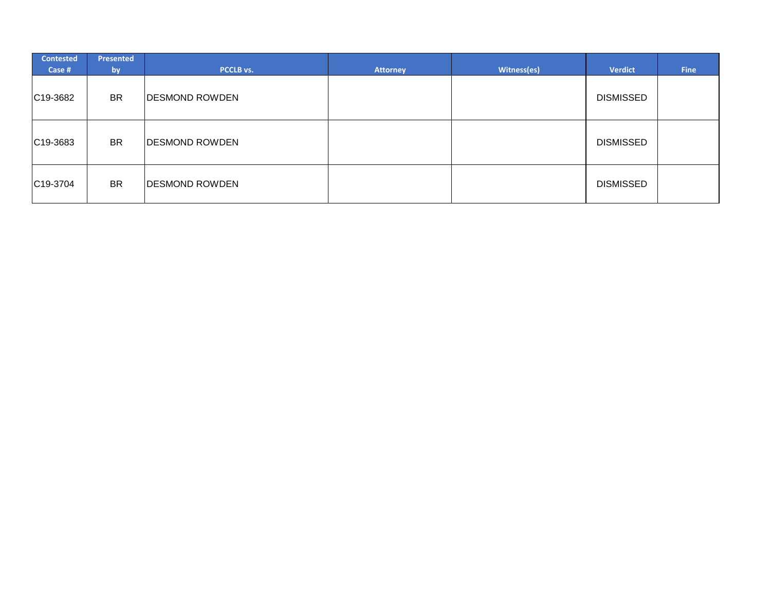| Contested Case # | Presented by | PCCLB vs. | Attorney | Witness(es) | Verdict | Fine |
|---|---|---|---|---|---|---|
| C19-3682 | BR | DESMOND ROWDEN | | | DISMISSED | |
| C19-3683 | BR | DESMOND ROWDEN | | | DISMISSED | |
| C19-3704 | BR | DESMOND ROWDEN | | | DISMISSED | |